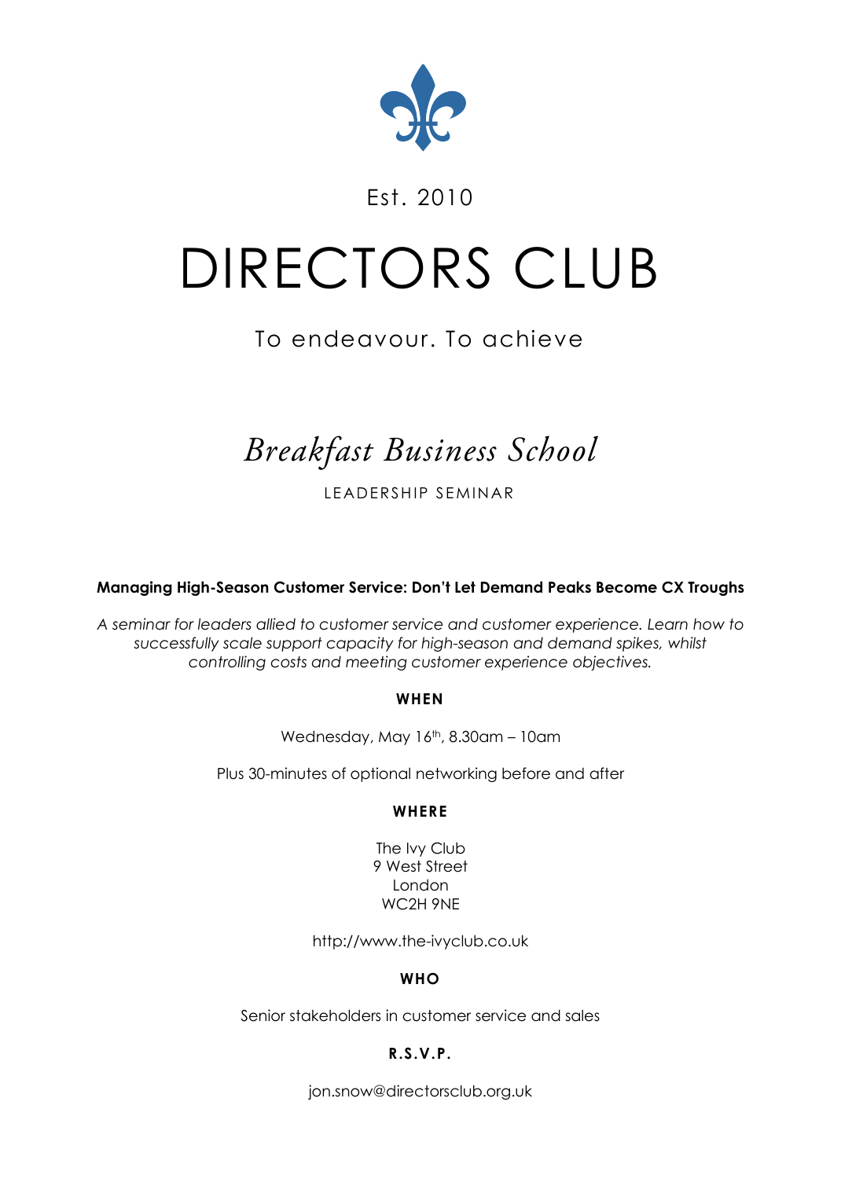Est. 2010

# DIRECTORS CLUB

To endeavour. To achieve

## *Breakfast Business School*

LEADERSHIP SEMINAR

**Managing High-Season Customer Service: Don't Let Demand Peaks Become CX Troughs**

*A seminar for leaders allied to customer service and customer experience. Learn how to successfully scale support capacity for high-season and demand spikes, whilst controlling costs and meeting customer experience objectives.*

**WHEN**

Wednesday, May 16th, 8.30am – 10am

Plus 30-minutes of optional networking before and after

**WHERE**

The Ivy Club
9 West Street
London
WC2H 9NE

http://www.the-ivyclub.co.uk

**WHO**

Senior stakeholders in customer service and sales

**R.S.V.P.**

jon.snow@directorsclub.org.uk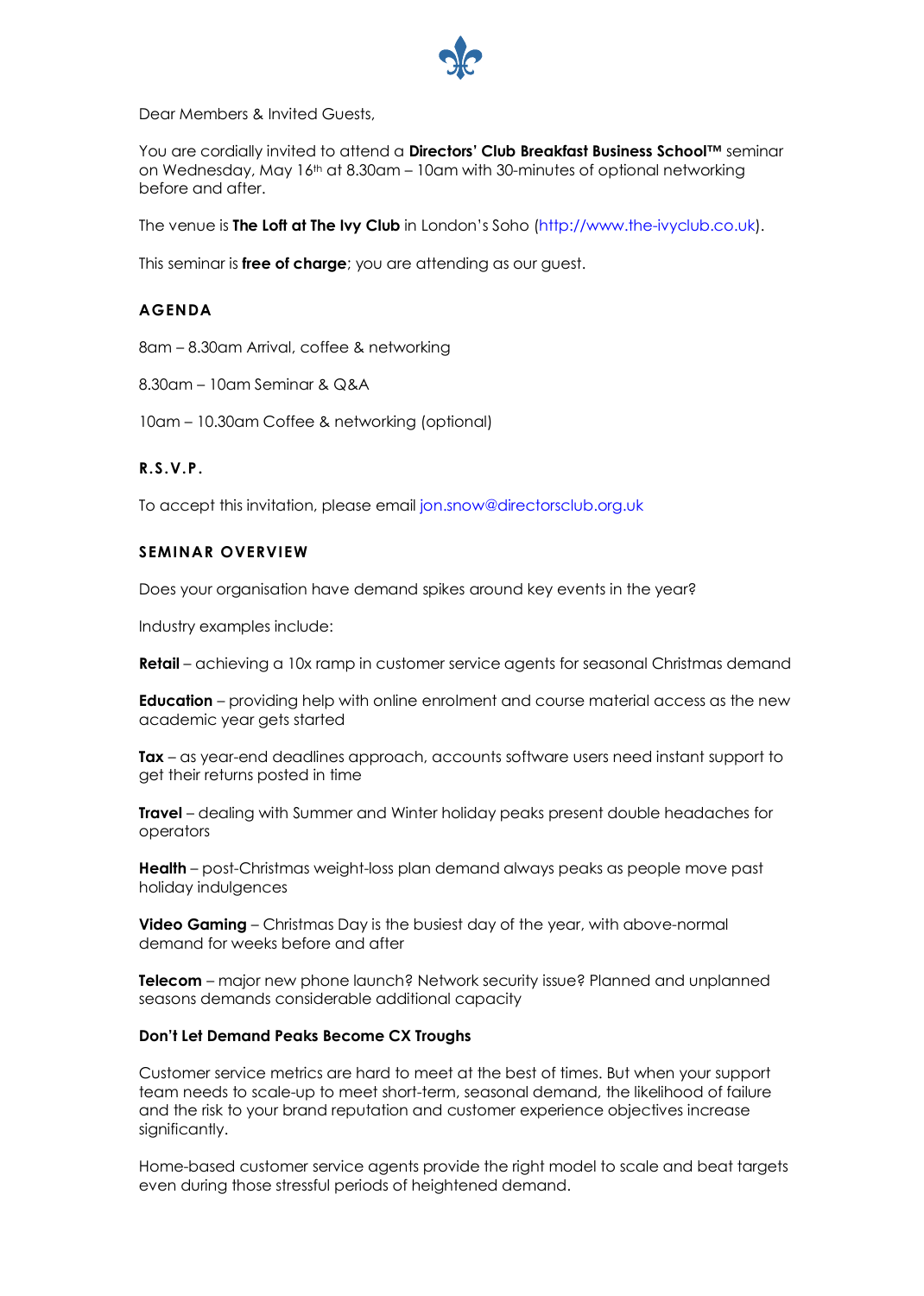Dear Members & Invited Guests,

You are cordially invited to attend a **Directors' Club Breakfast Business School™** seminar on Wednesday, May 16th at 8.30am – 10am with 30-minutes of optional networking before and after.

The venue is **The Loft at The Ivy Club** in London's Soho (http://www.the-ivyclub.co.uk).

This seminar is **free of charge**; you are attending as our guest.

## AGENDA

8am – 8.30am Arrival, coffee & networking

8.30am – 10am Seminar & Q&A

10am – 10.30am Coffee & networking (optional)

## R.S.V.P.

To accept this invitation, please email jon.snow@directorsclub.org.uk

## SEMINAR OVERVIEW

Does your organisation have demand spikes around key events in the year?

Industry examples include:

**Retail** – achieving a 10x ramp in customer service agents for seasonal Christmas demand

**Education** – providing help with online enrolment and course material access as the new academic year gets started

**Tax** – as year-end deadlines approach, accounts software users need instant support to get their returns posted in time

**Travel** – dealing with Summer and Winter holiday peaks present double headaches for operators

**Health** – post-Christmas weight-loss plan demand always peaks as people move past holiday indulgences

**Video Gaming** – Christmas Day is the busiest day of the year, with above-normal demand for weeks before and after

**Telecom** – major new phone launch? Network security issue? Planned and unplanned seasons demands considerable additional capacity

### Don't Let Demand Peaks Become CX Troughs

Customer service metrics are hard to meet at the best of times. But when your support team needs to scale-up to meet short-term, seasonal demand, the likelihood of failure and the risk to your brand reputation and customer experience objectives increase significantly.

Home-based customer service agents provide the right model to scale and beat targets even during those stressful periods of heightened demand.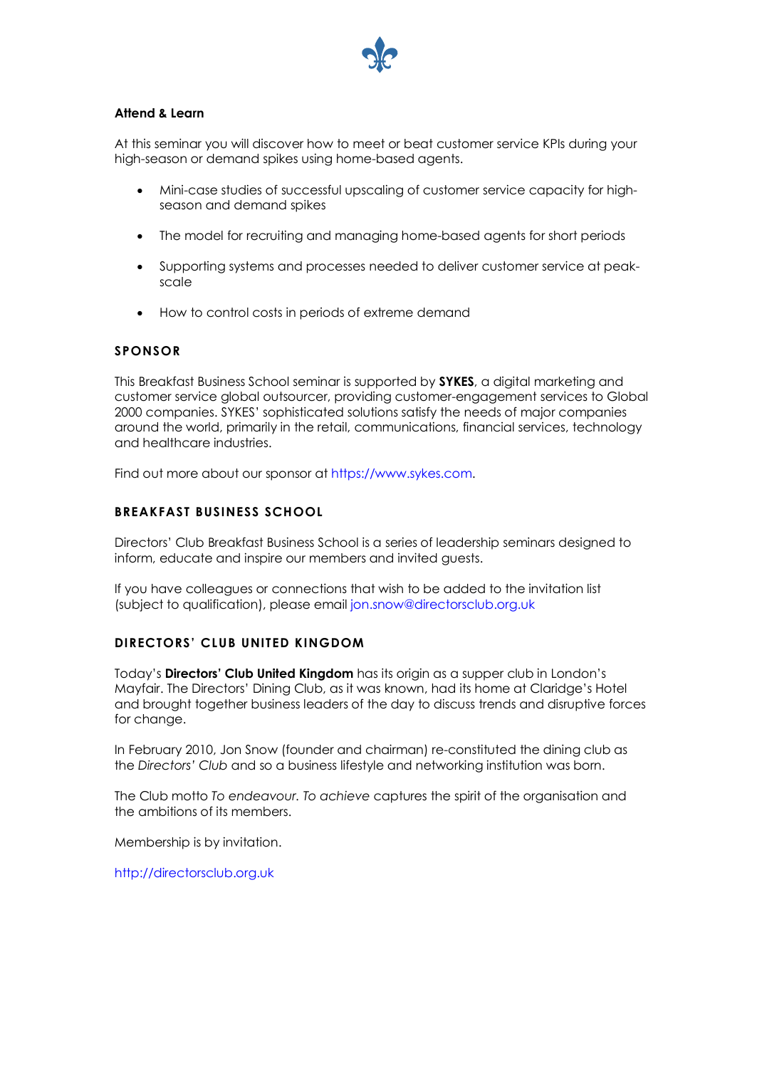### Attend & Learn

At this seminar you will discover how to meet or beat customer service KPIs during your high-season or demand spikes using home-based agents.

- Mini-case studies of successful upscaling of customer service capacity for high-season and demand spikes
- The model for recruiting and managing home-based agents for short periods
- Supporting systems and processes needed to deliver customer service at peak-scale
- How to control costs in periods of extreme demand

### SPONSOR

This Breakfast Business School seminar is supported by **SYKES**, a digital marketing and customer service global outsourcer, providing customer-engagement services to Global 2000 companies. SYKES' sophisticated solutions satisfy the needs of major companies around the world, primarily in the retail, communications, financial services, technology and healthcare industries.

Find out more about our sponsor at https://www.sykes.com.

### BREAKFAST BUSINESS SCHOOL

Directors' Club Breakfast Business School is a series of leadership seminars designed to inform, educate and inspire our members and invited guests.

If you have colleagues or connections that wish to be added to the invitation list (subject to qualification), please email jon.snow@directorsclub.org.uk

### DIRECTORS' CLUB UNITED KINGDOM

Today's **Directors' Club United Kingdom** has its origin as a supper club in London's Mayfair. The Directors' Dining Club, as it was known, had its home at Claridge's Hotel and brought together business leaders of the day to discuss trends and disruptive forces for change.

In February 2010, Jon Snow (founder and chairman) re-constituted the dining club as the *Directors' Club* and so a business lifestyle and networking institution was born.

The Club motto *To endeavour. To achieve* captures the spirit of the organisation and the ambitions of its members.

Membership is by invitation.

http://directorsclub.org.uk